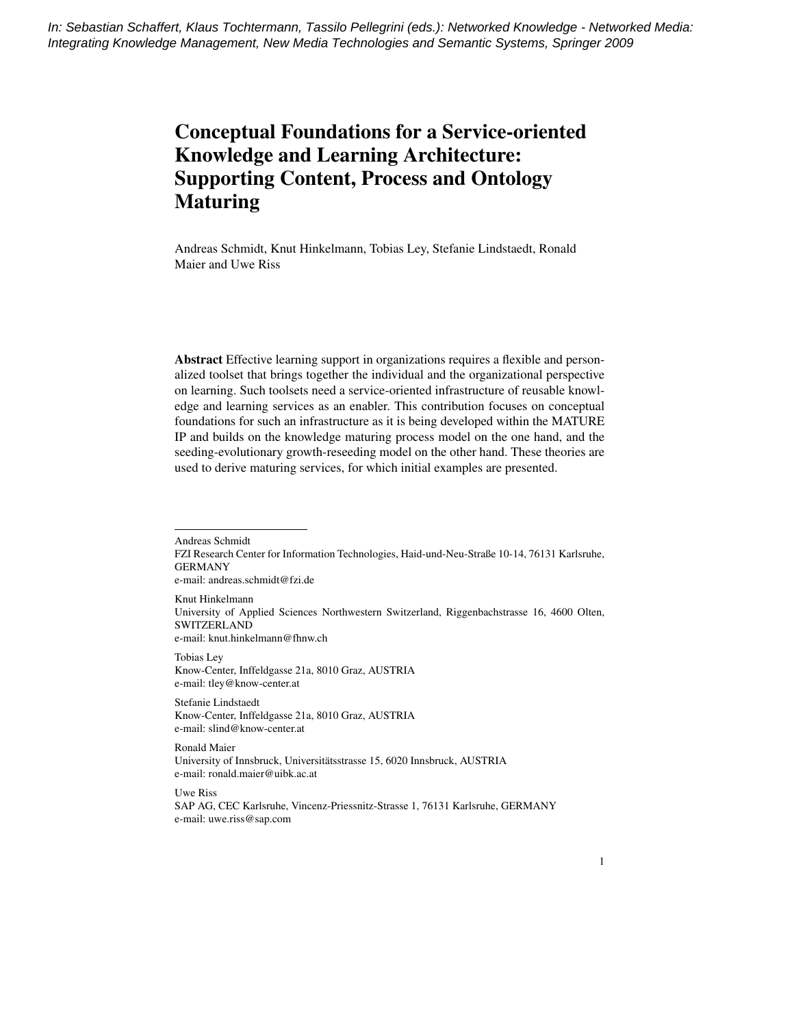*In: Sebastian Schaffert, Klaus Tochtermann, Tassilo Pellegrini (eds.): Networked Knowledge - Networked Media: Integrating Knowledge Management, New Media Technologies and Semantic Systems, Springer 2009*

# Conceptual Foundations for a Service-oriented Knowledge and Learning Architecture: Supporting Content, Process and Ontology Maturing

Andreas Schmidt, Knut Hinkelmann, Tobias Ley, Stefanie Lindstaedt, Ronald Maier and Uwe Riss

**Abstract** Effective learning support in organizations requires a flexible and personalized toolset that brings together the individual and the organizational perspective on learning. Such toolsets need a service-oriented infrastructure of reusable knowledge and learning services as an enabler. This contribution focuses on conceptual foundations for such an infrastructure as it is being developed within the MATURE IP and builds on the knowledge maturing process model on the one hand, and the seeding-evolutionary growth-reseeding model on the other hand. These theories are used to derive maturing services, for which initial examples are presented.

---

Andreas Schmidt
FZI Research Center for Information Technologies, Haid-und-Neu-Straße 10-14, 76131 Karlsruhe, GERMANY
e-mail: andreas.schmidt@fzi.de

Knut Hinkelmann
University of Applied Sciences Northwestern Switzerland, Riggenbachstrasse 16, 4600 Olten, SWITZERLAND
e-mail: knut.hinkelmann@fhnw.ch

Tobias Ley
Know-Center, Inffeldgasse 21a, 8010 Graz, AUSTRIA
e-mail: tley@know-center.at

Stefanie Lindstaedt
Know-Center, Inffeldgasse 21a, 8010 Graz, AUSTRIA
e-mail: slind@know-center.at

Ronald Maier
University of Innsbruck, Universitätsstrasse 15, 6020 Innsbruck, AUSTRIA
e-mail: ronald.maier@uibk.ac.at

Uwe Riss
SAP AG, CEC Karlsruhe, Vincenz-Priessnitz-Strasse 1, 76131 Karlsruhe, GERMANY
e-mail: uwe.riss@sap.com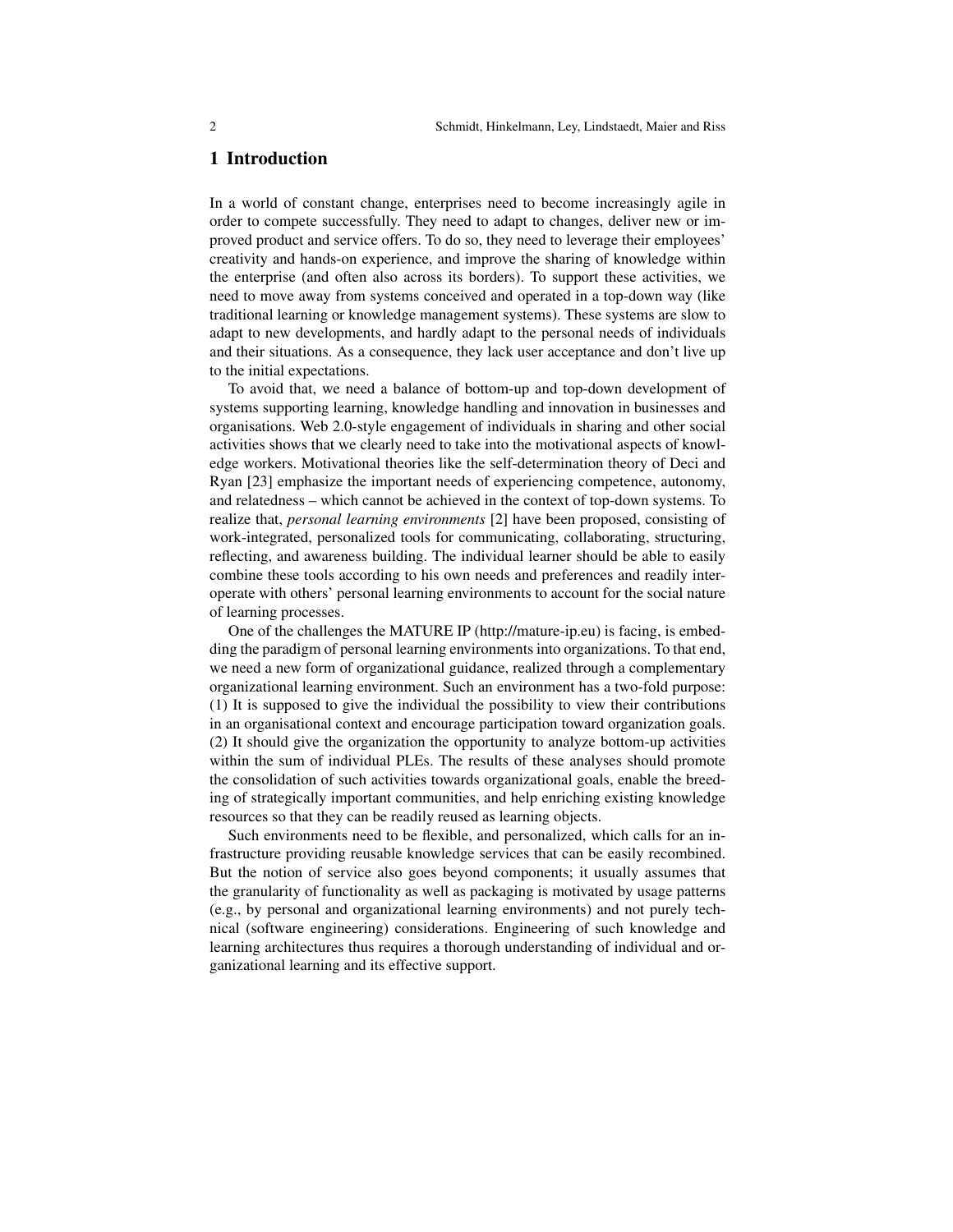## 1 Introduction

In a world of constant change, enterprises need to become increasingly agile in order to compete successfully. They need to adapt to changes, deliver new or improved product and service offers. To do so, they need to leverage their employees' creativity and hands-on experience, and improve the sharing of knowledge within the enterprise (and often also across its borders). To support these activities, we need to move away from systems conceived and operated in a top-down way (like traditional learning or knowledge management systems). These systems are slow to adapt to new developments, and hardly adapt to the personal needs of individuals and their situations. As a consequence, they lack user acceptance and don't live up to the initial expectations.

To avoid that, we need a balance of bottom-up and top-down development of systems supporting learning, knowledge handling and innovation in businesses and organisations. Web 2.0-style engagement of individuals in sharing and other social activities shows that we clearly need to take into the motivational aspects of knowledge workers. Motivational theories like the self-determination theory of Deci and Ryan [23] emphasize the important needs of experiencing competence, autonomy, and relatedness – which cannot be achieved in the context of top-down systems. To realize that, *personal learning environments* [2] have been proposed, consisting of work-integrated, personalized tools for communicating, collaborating, structuring, reflecting, and awareness building. The individual learner should be able to easily combine these tools according to his own needs and preferences and readily interoperate with others' personal learning environments to account for the social nature of learning processes.

One of the challenges the MATURE IP (http://mature-ip.eu) is facing, is embedding the paradigm of personal learning environments into organizations. To that end, we need a new form of organizational guidance, realized through a complementary organizational learning environment. Such an environment has a two-fold purpose: (1) It is supposed to give the individual the possibility to view their contributions in an organisational context and encourage participation toward organization goals. (2) It should give the organization the opportunity to analyze bottom-up activities within the sum of individual PLEs. The results of these analyses should promote the consolidation of such activities towards organizational goals, enable the breeding of strategically important communities, and help enriching existing knowledge resources so that they can be readily reused as learning objects.

Such environments need to be flexible, and personalized, which calls for an infrastructure providing reusable knowledge services that can be easily recombined. But the notion of service also goes beyond components; it usually assumes that the granularity of functionality as well as packaging is motivated by usage patterns (e.g., by personal and organizational learning environments) and not purely technical (software engineering) considerations. Engineering of such knowledge and learning architectures thus requires a thorough understanding of individual and organizational learning and its effective support.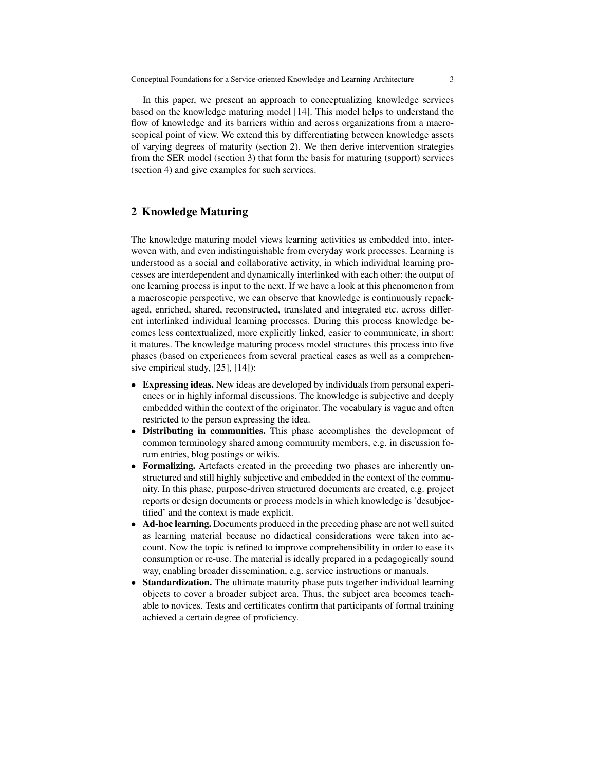In this paper, we present an approach to conceptualizing knowledge services based on the knowledge maturing model [14]. This model helps to understand the flow of knowledge and its barriers within and across organizations from a macroscopical point of view. We extend this by differentiating between knowledge assets of varying degrees of maturity (section 2). We then derive intervention strategies from the SER model (section 3) that form the basis for maturing (support) services (section 4) and give examples for such services.

## 2 Knowledge Maturing

The knowledge maturing model views learning activities as embedded into, interwoven with, and even indistinguishable from everyday work processes. Learning is understood as a social and collaborative activity, in which individual learning processes are interdependent and dynamically interlinked with each other: the output of one learning process is input to the next. If we have a look at this phenomenon from a macroscopic perspective, we can observe that knowledge is continuously repackaged, enriched, shared, reconstructed, translated and integrated etc. across different interlinked individual learning processes. During this process knowledge becomes less contextualized, more explicitly linked, easier to communicate, in short: it matures. The knowledge maturing process model structures this process into five phases (based on experiences from several practical cases as well as a comprehensive empirical study, [25], [14]):

- **Expressing ideas.** New ideas are developed by individuals from personal experiences or in highly informal discussions. The knowledge is subjective and deeply embedded within the context of the originator. The vocabulary is vague and often restricted to the person expressing the idea.
- **Distributing in communities.** This phase accomplishes the development of common terminology shared among community members, e.g. in discussion forum entries, blog postings or wikis.
- **Formalizing.** Artefacts created in the preceding two phases are inherently unstructured and still highly subjective and embedded in the context of the community. In this phase, purpose-driven structured documents are created, e.g. project reports or design documents or process models in which knowledge is 'desubjectified' and the context is made explicit.
- **Ad-hoc learning.** Documents produced in the preceding phase are not well suited as learning material because no didactical considerations were taken into account. Now the topic is refined to improve comprehensibility in order to ease its consumption or re-use. The material is ideally prepared in a pedagogically sound way, enabling broader dissemination, e.g. service instructions or manuals.
- **Standardization.** The ultimate maturity phase puts together individual learning objects to cover a broader subject area. Thus, the subject area becomes teachable to novices. Tests and certificates confirm that participants of formal training achieved a certain degree of proficiency.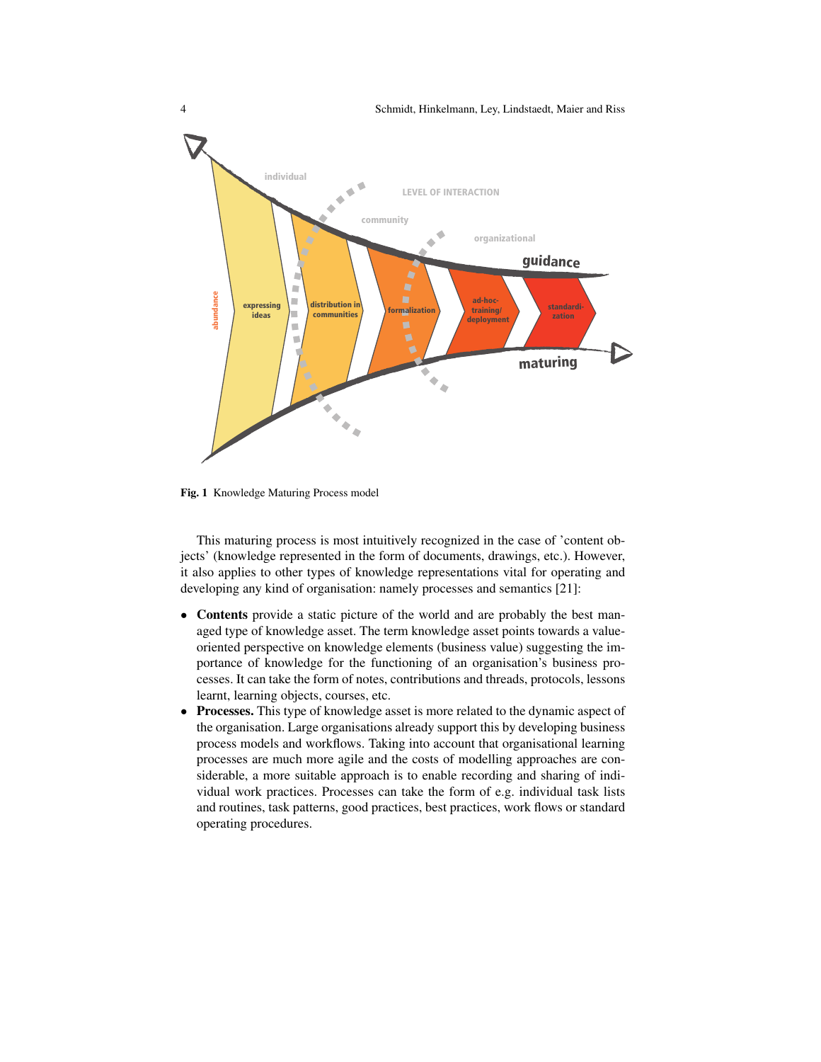Fig. 1 Knowledge Maturing Process model

This maturing process is most intuitively recognized in the case of 'content objects' (knowledge represented in the form of documents, drawings, etc.). However, it also applies to other types of knowledge representations vital for operating and developing any kind of organisation: namely processes and semantics [21]:

- **Contents** provide a static picture of the world and are probably the best managed type of knowledge asset. The term knowledge asset points towards a value-oriented perspective on knowledge elements (business value) suggesting the importance of knowledge for the functioning of an organisation's business processes. It can take the form of notes, contributions and threads, protocols, lessons learnt, learning objects, courses, etc.
- **Processes.** This type of knowledge asset is more related to the dynamic aspect of the organisation. Large organisations already support this by developing business process models and workflows. Taking into account that organisational learning processes are much more agile and the costs of modelling approaches are considerable, a more suitable approach is to enable recording and sharing of individual work practices. Processes can take the form of e.g. individual task lists and routines, task patterns, good practices, best practices, work flows or standard operating procedures.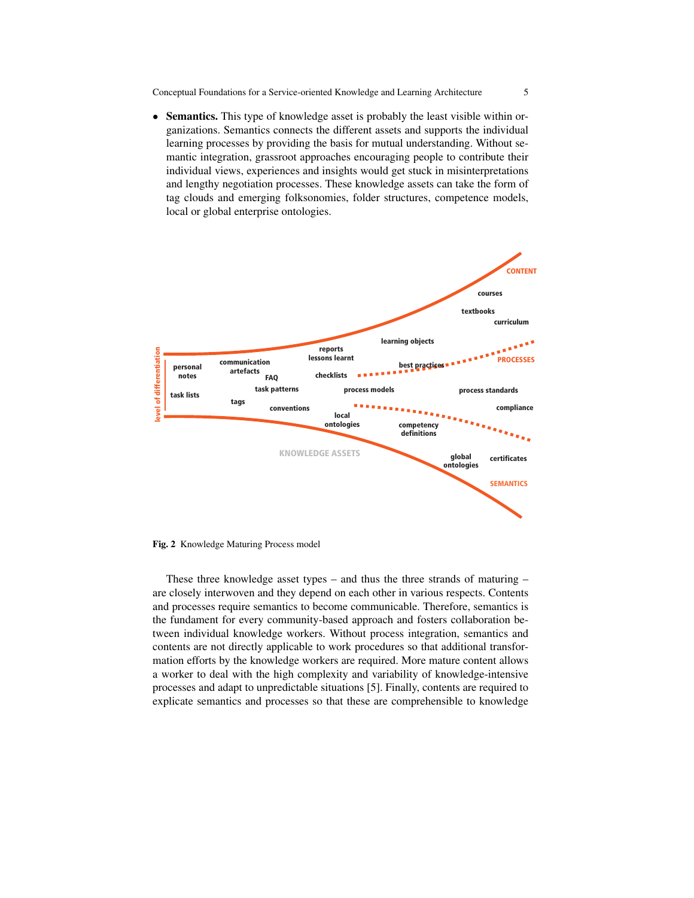- **Semantics.** This type of knowledge asset is probably the least visible within organizations. Semantics connects the different assets and supports the individual learning processes by providing the basis for mutual understanding. Without semantic integration, grassroot approaches encouraging people to contribute their individual views, experiences and insights would get stuck in misinterpretations and lengthy negotiation processes. These knowledge assets can take the form of tag clouds and emerging folksonomies, folder structures, competence models, local or global enterprise ontologies.

**Fig. 2** Knowledge Maturing Process model

These three knowledge asset types – and thus the three strands of maturing – are closely interwoven and they depend on each other in various respects. Contents and processes require semantics to become communicable. Therefore, semantics is the fundament for every community-based approach and fosters collaboration between individual knowledge workers. Without process integration, semantics and contents are not directly applicable to work procedures so that additional transformation efforts by the knowledge workers are required. More mature content allows a worker to deal with the high complexity and variability of knowledge-intensive processes and adapt to unpredictable situations [5]. Finally, contents are required to explicate semantics and processes so that these are comprehensible to knowledge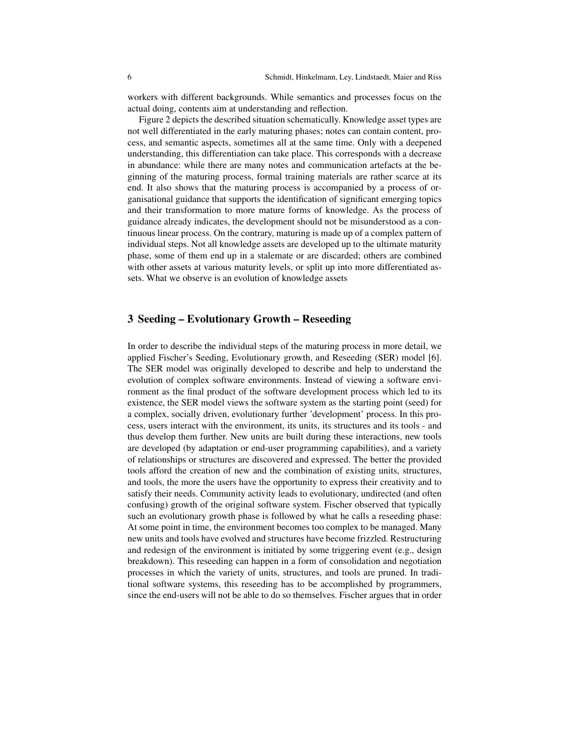workers with different backgrounds. While semantics and processes focus on the actual doing, contents aim at understanding and reflection.

Figure 2 depicts the described situation schematically. Knowledge asset types are not well differentiated in the early maturing phases; notes can contain content, process, and semantic aspects, sometimes all at the same time. Only with a deepened understanding, this differentiation can take place. This corresponds with a decrease in abundance: while there are many notes and communication artefacts at the beginning of the maturing process, formal training materials are rather scarce at its end. It also shows that the maturing process is accompanied by a process of organisational guidance that supports the identification of significant emerging topics and their transformation to more mature forms of knowledge. As the process of guidance already indicates, the development should not be misunderstood as a continuous linear process. On the contrary, maturing is made up of a complex pattern of individual steps. Not all knowledge assets are developed up to the ultimate maturity phase, some of them end up in a stalemate or are discarded; others are combined with other assets at various maturity levels, or split up into more differentiated assets. What we observe is an evolution of knowledge assets

## 3 Seeding – Evolutionary Growth – Reseeding

In order to describe the individual steps of the maturing process in more detail, we applied Fischer's Seeding, Evolutionary growth, and Reseeding (SER) model [6]. The SER model was originally developed to describe and help to understand the evolution of complex software environments. Instead of viewing a software environment as the final product of the software development process which led to its existence, the SER model views the software system as the starting point (seed) for a complex, socially driven, evolutionary further 'development' process. In this process, users interact with the environment, its units, its structures and its tools - and thus develop them further. New units are built during these interactions, new tools are developed (by adaptation or end-user programming capabilities), and a variety of relationships or structures are discovered and expressed. The better the provided tools afford the creation of new and the combination of existing units, structures, and tools, the more the users have the opportunity to express their creativity and to satisfy their needs. Community activity leads to evolutionary, undirected (and often confusing) growth of the original software system. Fischer observed that typically such an evolutionary growth phase is followed by what he calls a reseeding phase: At some point in time, the environment becomes too complex to be managed. Many new units and tools have evolved and structures have become frizzled. Restructuring and redesign of the environment is initiated by some triggering event (e.g., design breakdown). This reseeding can happen in a form of consolidation and negotiation processes in which the variety of units, structures, and tools are pruned. In traditional software systems, this reseeding has to be accomplished by programmers, since the end-users will not be able to do so themselves. Fischer argues that in order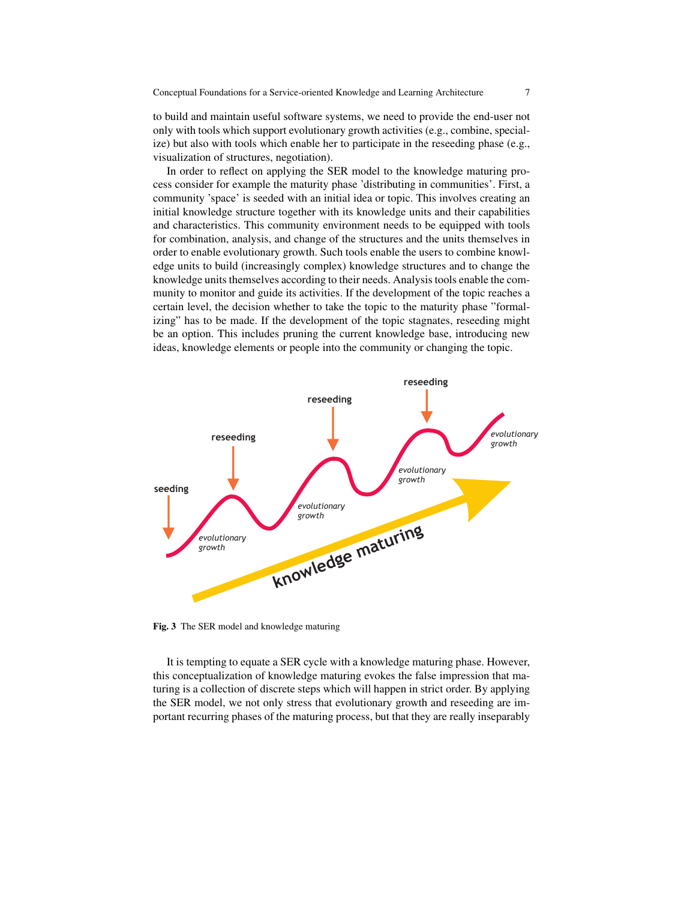to build and maintain useful software systems, we need to provide the end-user not only with tools which support evolutionary growth activities (e.g., combine, specialize) but also with tools which enable her to participate in the reseeding phase (e.g., visualization of structures, negotiation).

In order to reflect on applying the SER model to the knowledge maturing process consider for example the maturity phase 'distributing in communities'. First, a community 'space' is seeded with an initial idea or topic. This involves creating an initial knowledge structure together with its knowledge units and their capabilities and characteristics. This community environment needs to be equipped with tools for combination, analysis, and change of the structures and the units themselves in order to enable evolutionary growth. Such tools enable the users to combine knowledge units to build (increasingly complex) knowledge structures and to change the knowledge units themselves according to their needs. Analysis tools enable the community to monitor and guide its activities. If the development of the topic reaches a certain level, the decision whether to take the topic to the maturity phase "formalizing" has to be made. If the development of the topic stagnates, reseeding might be an option. This includes pruning the current knowledge base, introducing new ideas, knowledge elements or people into the community or changing the topic.

**Fig. 3** The SER model and knowledge maturing

It is tempting to equate a SER cycle with a knowledge maturing phase. However, this conceptualization of knowledge maturing evokes the false impression that maturing is a collection of discrete steps which will happen in strict order. By applying the SER model, we not only stress that evolutionary growth and reseeding are important recurring phases of the maturing process, but that they are really inseparably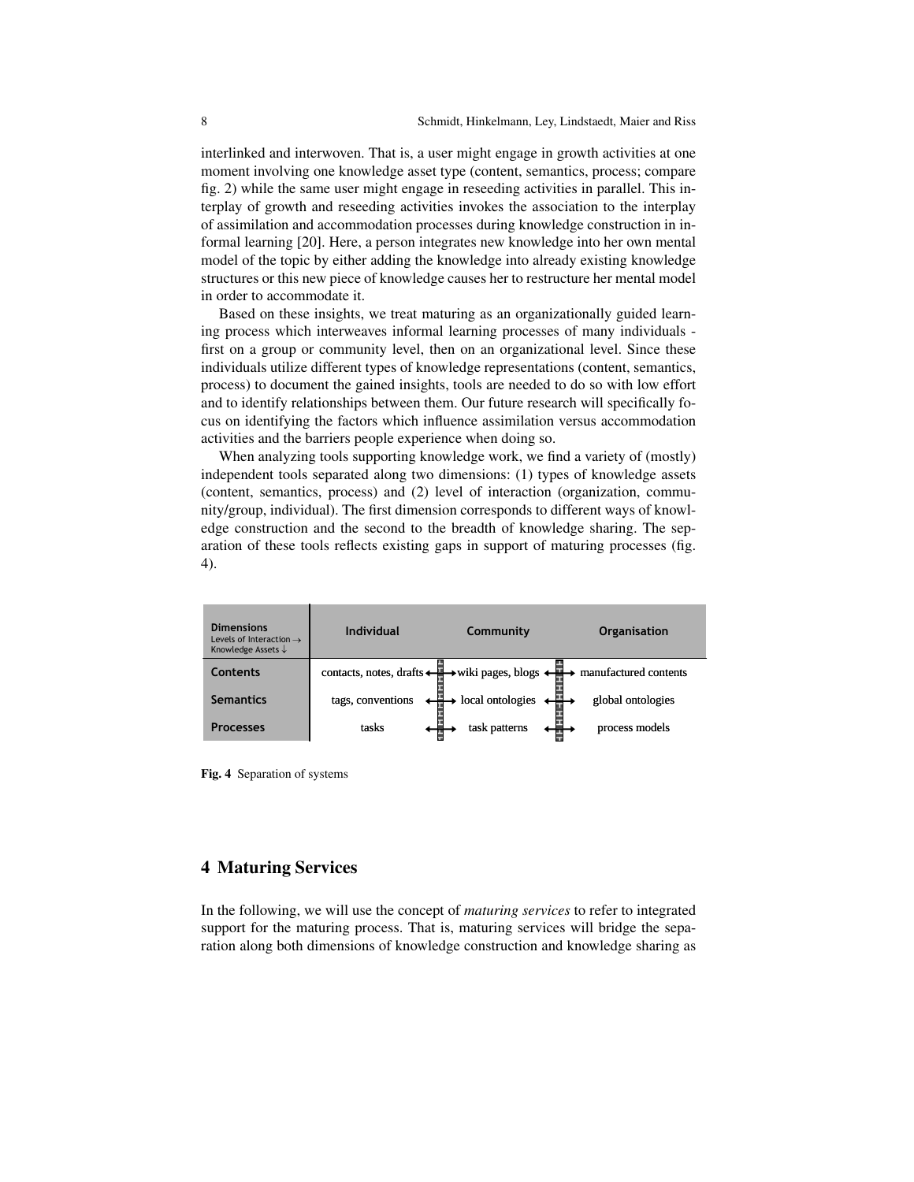interlinked and interwoven. That is, a user might engage in growth activities at one moment involving one knowledge asset type (content, semantics, process; compare fig. 2) while the same user might engage in reseeding activities in parallel. This interplay of growth and reseeding activities invokes the association to the interplay of assimilation and accommodation processes during knowledge construction in informal learning [20]. Here, a person integrates new knowledge into her own mental model of the topic by either adding the knowledge into already existing knowledge structures or this new piece of knowledge causes her to restructure her mental model in order to accommodate it.

Based on these insights, we treat maturing as an organizationally guided learning process which interweaves informal learning processes of many individuals - first on a group or community level, then on an organizational level. Since these individuals utilize different types of knowledge representations (content, semantics, process) to document the gained insights, tools are needed to do so with low effort and to identify relationships between them. Our future research will specifically focus on identifying the factors which influence assimilation versus accommodation activities and the barriers people experience when doing so.

When analyzing tools supporting knowledge work, we find a variety of (mostly) independent tools separated along two dimensions: (1) types of knowledge assets (content, semantics, process) and (2) level of interaction (organization, community/group, individual). The first dimension corresponds to different ways of knowledge construction and the second to the breadth of knowledge sharing. The separation of these tools reflects existing gaps in support of maturing processes (fig. 4).

| Dimensions<br>Levels of Interaction →<br>Knowledge Assets ↓ | Individual | Community | Organisation |
|---|---|---|---|
| Contents | contacts, notes, drafts | wiki pages, blogs | manufactured contents |
| Semantics | tags, conventions | local ontologies | global ontologies |
| Processes | tasks | task patterns | process models |

**Fig. 4** Separation of systems

## 4 Maturing Services

In the following, we will use the concept of *maturing services* to refer to integrated support for the maturing process. That is, maturing services will bridge the separation along both dimensions of knowledge construction and knowledge sharing as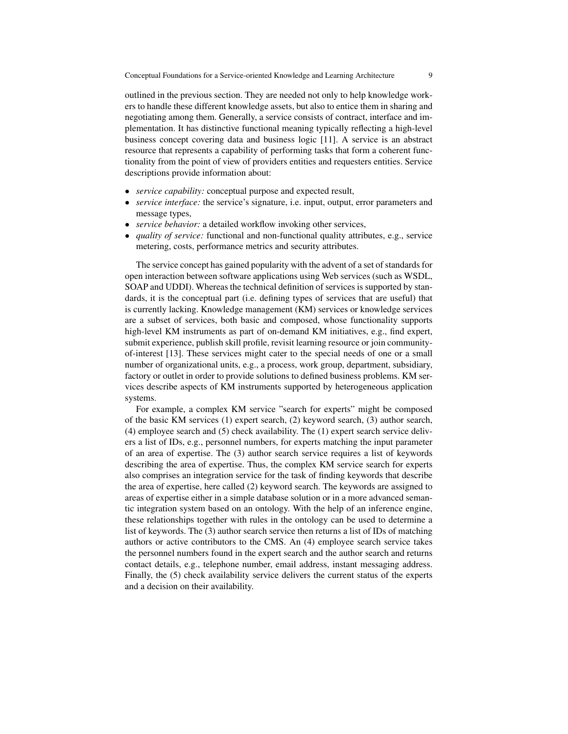outlined in the previous section. They are needed not only to help knowledge workers to handle these different knowledge assets, but also to entice them in sharing and negotiating among them. Generally, a service consists of contract, interface and implementation. It has distinctive functional meaning typically reflecting a high-level business concept covering data and business logic [11]. A service is an abstract resource that represents a capability of performing tasks that form a coherent functionality from the point of view of providers entities and requesters entities. Service descriptions provide information about:

- *service capability:* conceptual purpose and expected result,
- *service interface:* the service's signature, i.e. input, output, error parameters and message types,
- *service behavior:* a detailed workflow invoking other services,
- *quality of service:* functional and non-functional quality attributes, e.g., service metering, costs, performance metrics and security attributes.

The service concept has gained popularity with the advent of a set of standards for open interaction between software applications using Web services (such as WSDL, SOAP and UDDI). Whereas the technical definition of services is supported by standards, it is the conceptual part (i.e. defining types of services that are useful) that is currently lacking. Knowledge management (KM) services or knowledge services are a subset of services, both basic and composed, whose functionality supports high-level KM instruments as part of on-demand KM initiatives, e.g., find expert, submit experience, publish skill profile, revisit learning resource or join community-of-interest [13]. These services might cater to the special needs of one or a small number of organizational units, e.g., a process, work group, department, subsidiary, factory or outlet in order to provide solutions to defined business problems. KM services describe aspects of KM instruments supported by heterogeneous application systems.

For example, a complex KM service "search for experts" might be composed of the basic KM services (1) expert search, (2) keyword search, (3) author search, (4) employee search and (5) check availability. The (1) expert search service delivers a list of IDs, e.g., personnel numbers, for experts matching the input parameter of an area of expertise. The (3) author search service requires a list of keywords describing the area of expertise. Thus, the complex KM service search for experts also comprises an integration service for the task of finding keywords that describe the area of expertise, here called (2) keyword search. The keywords are assigned to areas of expertise either in a simple database solution or in a more advanced semantic integration system based on an ontology. With the help of an inference engine, these relationships together with rules in the ontology can be used to determine a list of keywords. The (3) author search service then returns a list of IDs of matching authors or active contributors to the CMS. An (4) employee search service takes the personnel numbers found in the expert search and the author search and returns contact details, e.g., telephone number, email address, instant messaging address. Finally, the (5) check availability service delivers the current status of the experts and a decision on their availability.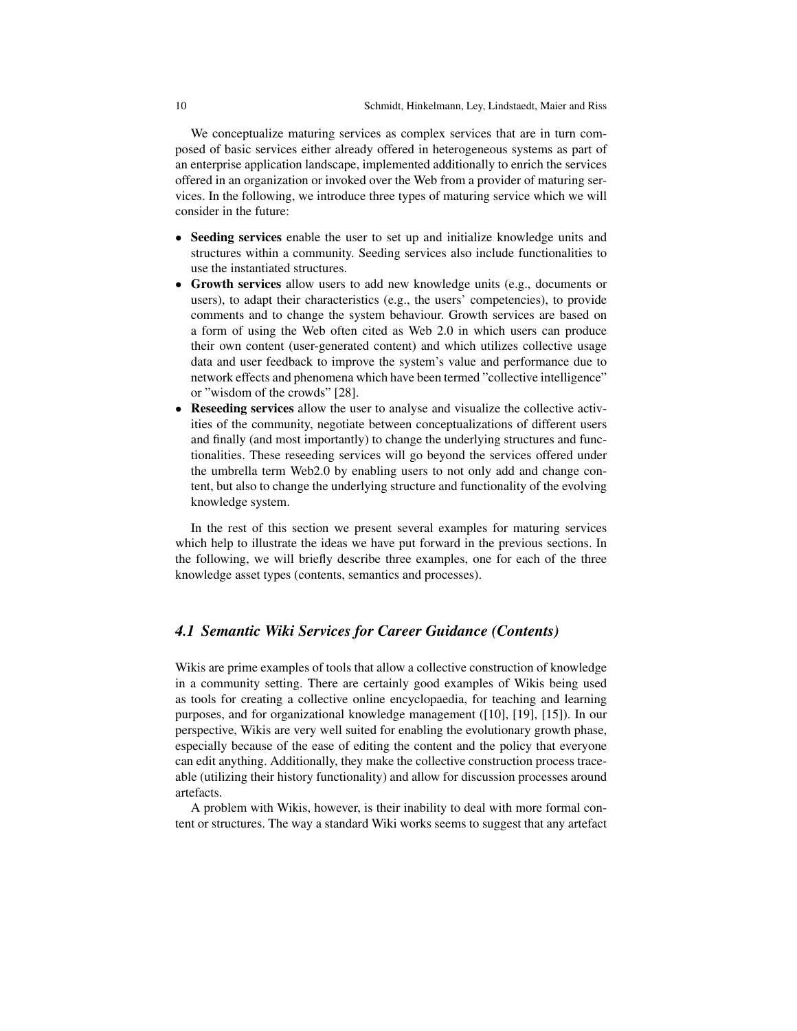We conceptualize maturing services as complex services that are in turn composed of basic services either already offered in heterogeneous systems as part of an enterprise application landscape, implemented additionally to enrich the services offered in an organization or invoked over the Web from a provider of maturing services. In the following, we introduce three types of maturing service which we will consider in the future:

- **Seeding services** enable the user to set up and initialize knowledge units and structures within a community. Seeding services also include functionalities to use the instantiated structures.
- **Growth services** allow users to add new knowledge units (e.g., documents or users), to adapt their characteristics (e.g., the users' competencies), to provide comments and to change the system behaviour. Growth services are based on a form of using the Web often cited as Web 2.0 in which users can produce their own content (user-generated content) and which utilizes collective usage data and user feedback to improve the system's value and performance due to network effects and phenomena which have been termed "collective intelligence" or "wisdom of the crowds" [28].
- **Reseeding services** allow the user to analyse and visualize the collective activities of the community, negotiate between conceptualizations of different users and finally (and most importantly) to change the underlying structures and functionalities. These reseeding services will go beyond the services offered under the umbrella term Web2.0 by enabling users to not only add and change content, but also to change the underlying structure and functionality of the evolving knowledge system.

In the rest of this section we present several examples for maturing services which help to illustrate the ideas we have put forward in the previous sections. In the following, we will briefly describe three examples, one for each of the three knowledge asset types (contents, semantics and processes).

### *4.1 Semantic Wiki Services for Career Guidance (Contents)*

Wikis are prime examples of tools that allow a collective construction of knowledge in a community setting. There are certainly good examples of Wikis being used as tools for creating a collective online encyclopaedia, for teaching and learning purposes, and for organizational knowledge management ([10], [19], [15]). In our perspective, Wikis are very well suited for enabling the evolutionary growth phase, especially because of the ease of editing the content and the policy that everyone can edit anything. Additionally, they make the collective construction process traceable (utilizing their history functionality) and allow for discussion processes around artefacts.

A problem with Wikis, however, is their inability to deal with more formal content or structures. The way a standard Wiki works seems to suggest that any artefact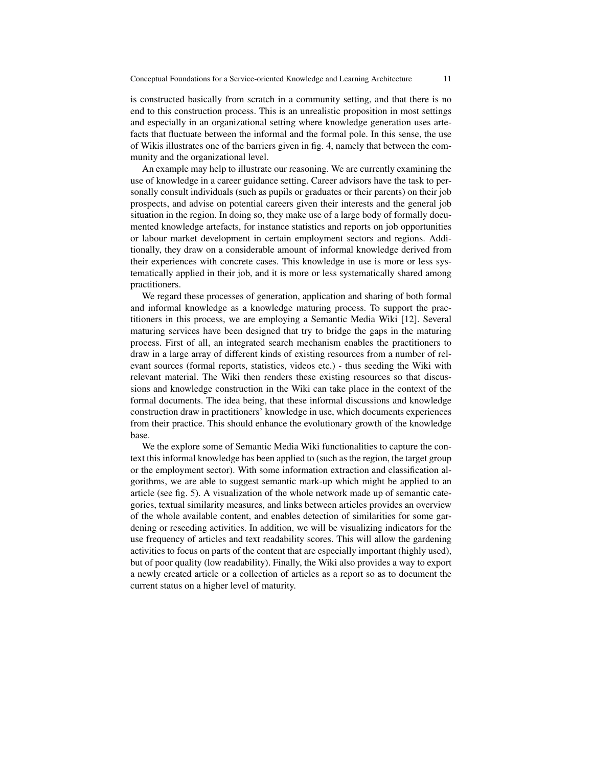is constructed basically from scratch in a community setting, and that there is no end to this construction process. This is an unrealistic proposition in most settings and especially in an organizational setting where knowledge generation uses artefacts that fluctuate between the informal and the formal pole. In this sense, the use of Wikis illustrates one of the barriers given in fig. 4, namely that between the community and the organizational level.

An example may help to illustrate our reasoning. We are currently examining the use of knowledge in a career guidance setting. Career advisors have the task to personally consult individuals (such as pupils or graduates or their parents) on their job prospects, and advise on potential careers given their interests and the general job situation in the region. In doing so, they make use of a large body of formally documented knowledge artefacts, for instance statistics and reports on job opportunities or labour market development in certain employment sectors and regions. Additionally, they draw on a considerable amount of informal knowledge derived from their experiences with concrete cases. This knowledge in use is more or less systematically applied in their job, and it is more or less systematically shared among practitioners.

We regard these processes of generation, application and sharing of both formal and informal knowledge as a knowledge maturing process. To support the practitioners in this process, we are employing a Semantic Media Wiki [12]. Several maturing services have been designed that try to bridge the gaps in the maturing process. First of all, an integrated search mechanism enables the practitioners to draw in a large array of different kinds of existing resources from a number of relevant sources (formal reports, statistics, videos etc.) - thus seeding the Wiki with relevant material. The Wiki then renders these existing resources so that discussions and knowledge construction in the Wiki can take place in the context of the formal documents. The idea being, that these informal discussions and knowledge construction draw in practitioners' knowledge in use, which documents experiences from their practice. This should enhance the evolutionary growth of the knowledge base.

We the explore some of Semantic Media Wiki functionalities to capture the context this informal knowledge has been applied to (such as the region, the target group or the employment sector). With some information extraction and classification algorithms, we are able to suggest semantic mark-up which might be applied to an article (see fig. 5). A visualization of the whole network made up of semantic categories, textual similarity measures, and links between articles provides an overview of the whole available content, and enables detection of similarities for some gardening or reseeding activities. In addition, we will be visualizing indicators for the use frequency of articles and text readability scores. This will allow the gardening activities to focus on parts of the content that are especially important (highly used), but of poor quality (low readability). Finally, the Wiki also provides a way to export a newly created article or a collection of articles as a report so as to document the current status on a higher level of maturity.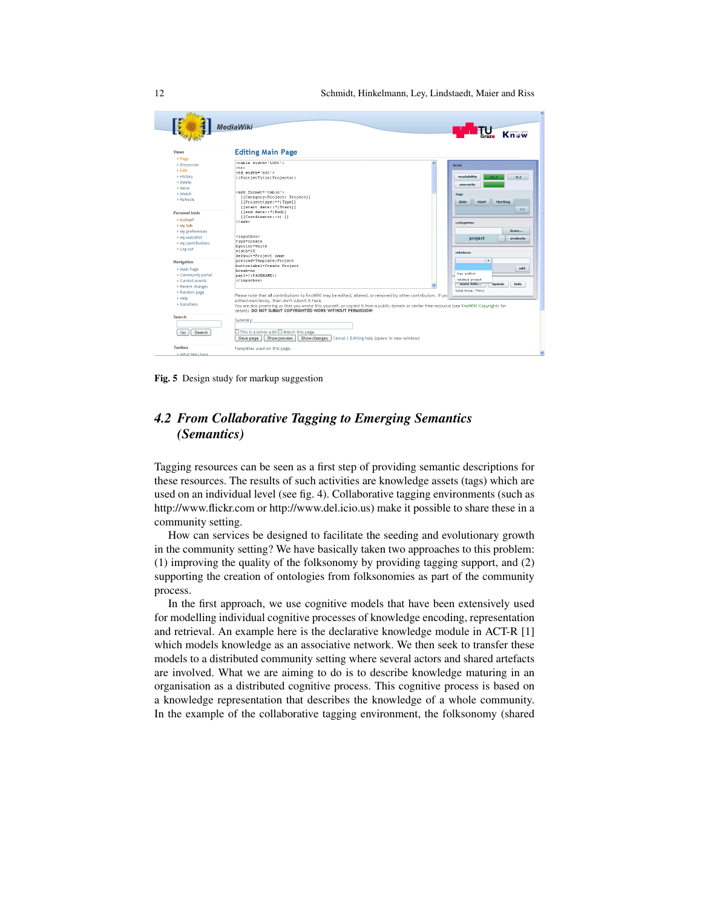Fig. 5 Design study for markup suggestion

## 4.2 *From Collaborative Tagging to Emerging Semantics (Semantics)*

Tagging resources can be seen as a first step of providing semantic descriptions for these resources. The results of such activities are knowledge assets (tags) which are used on an individual level (see fig. 4). Collaborative tagging environments (such as http://www.flickr.com or http://www.del.icio.us) make it possible to share these in a community setting.

How can services be designed to facilitate the seeding and evolutionary growth in the community setting? We have basically taken two approaches to this problem: (1) improving the quality of the folksonomy by providing tagging support, and (2) supporting the creation of ontologies from folksonomies as part of the community process.

In the first approach, we use cognitive models that have been extensively used for modelling individual cognitive processes of knowledge encoding, representation and retrieval. An example here is the declarative knowledge module in ACT-R [1] which models knowledge as an associative network. We then seek to transfer these models to a distributed community setting where several actors and shared artefacts are involved. What we are aiming to do is to describe knowledge maturing in an organisation as a distributed cognitive process. This cognitive process is based on a knowledge representation that describes the knowledge of a whole community. In the example of the collaborative tagging environment, the folksonomy (shared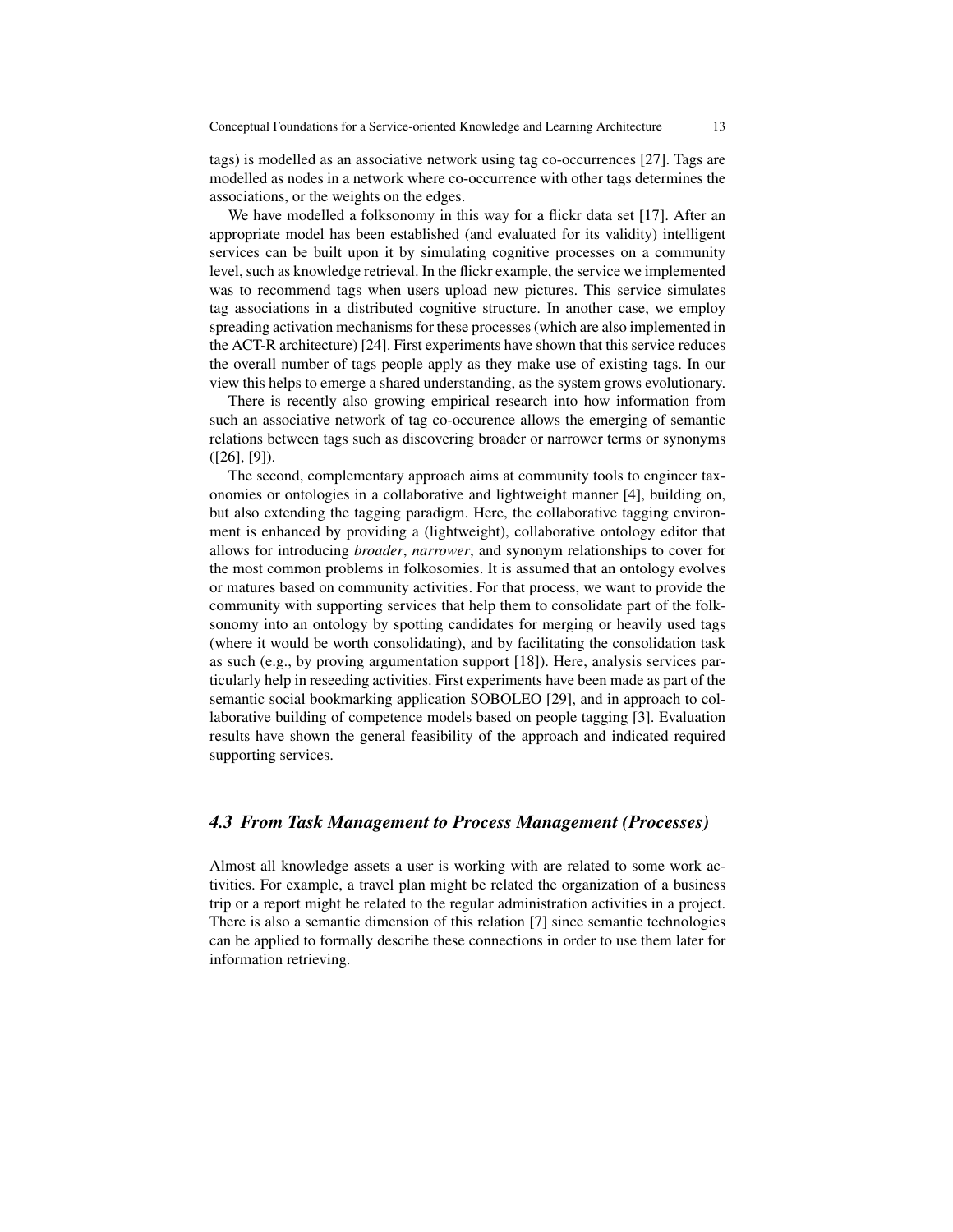tags) is modelled as an associative network using tag co-occurrences [27]. Tags are modelled as nodes in a network where co-occurrence with other tags determines the associations, or the weights on the edges.

We have modelled a folksonomy in this way for a flickr data set [17]. After an appropriate model has been established (and evaluated for its validity) intelligent services can be built upon it by simulating cognitive processes on a community level, such as knowledge retrieval. In the flickr example, the service we implemented was to recommend tags when users upload new pictures. This service simulates tag associations in a distributed cognitive structure. In another case, we employ spreading activation mechanisms for these processes (which are also implemented in the ACT-R architecture) [24]. First experiments have shown that this service reduces the overall number of tags people apply as they make use of existing tags. In our view this helps to emerge a shared understanding, as the system grows evolutionary.

There is recently also growing empirical research into how information from such an associative network of tag co-occurence allows the emerging of semantic relations between tags such as discovering broader or narrower terms or synonyms ([26], [9]).

The second, complementary approach aims at community tools to engineer taxonomies or ontologies in a collaborative and lightweight manner [4], building on, but also extending the tagging paradigm. Here, the collaborative tagging environment is enhanced by providing a (lightweight), collaborative ontology editor that allows for introducing *broader*, *narrower*, and synonym relationships to cover for the most common problems in folkosomies. It is assumed that an ontology evolves or matures based on community activities. For that process, we want to provide the community with supporting services that help them to consolidate part of the folksonomy into an ontology by spotting candidates for merging or heavily used tags (where it would be worth consolidating), and by facilitating the consolidation task as such (e.g., by proving argumentation support [18]). Here, analysis services particularly help in reseeding activities. First experiments have been made as part of the semantic social bookmarking application SOBOLEO [29], and in approach to collaborative building of competence models based on people tagging [3]. Evaluation results have shown the general feasibility of the approach and indicated required supporting services.

### *4.3 From Task Management to Process Management (Processes)*

Almost all knowledge assets a user is working with are related to some work activities. For example, a travel plan might be related the organization of a business trip or a report might be related to the regular administration activities in a project. There is also a semantic dimension of this relation [7] since semantic technologies can be applied to formally describe these connections in order to use them later for information retrieving.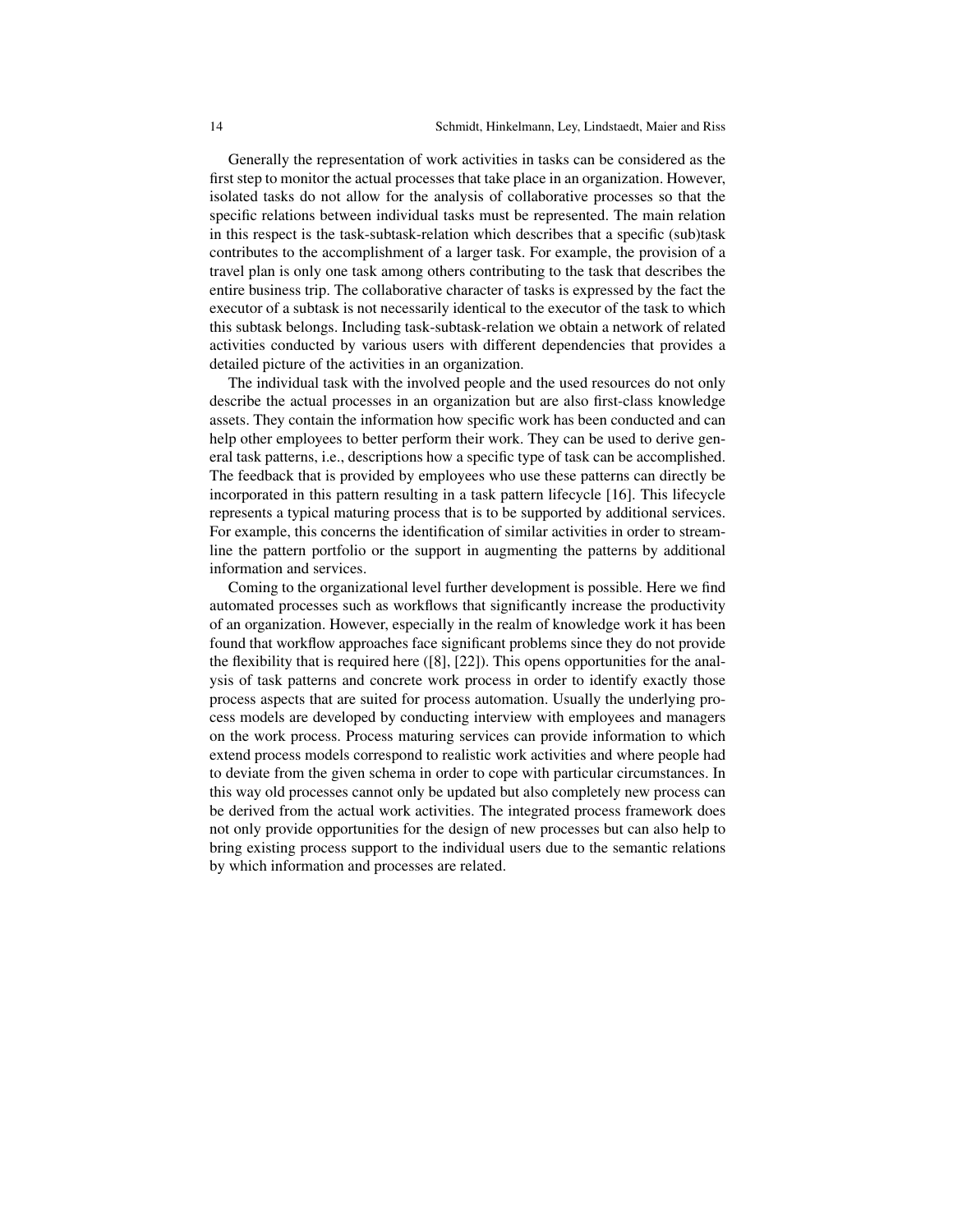Generally the representation of work activities in tasks can be considered as the first step to monitor the actual processes that take place in an organization. However, isolated tasks do not allow for the analysis of collaborative processes so that the specific relations between individual tasks must be represented. The main relation in this respect is the task-subtask-relation which describes that a specific (sub)task contributes to the accomplishment of a larger task. For example, the provision of a travel plan is only one task among others contributing to the task that describes the entire business trip. The collaborative character of tasks is expressed by the fact the executor of a subtask is not necessarily identical to the executor of the task to which this subtask belongs. Including task-subtask-relation we obtain a network of related activities conducted by various users with different dependencies that provides a detailed picture of the activities in an organization.

The individual task with the involved people and the used resources do not only describe the actual processes in an organization but are also first-class knowledge assets. They contain the information how specific work has been conducted and can help other employees to better perform their work. They can be used to derive general task patterns, i.e., descriptions how a specific type of task can be accomplished. The feedback that is provided by employees who use these patterns can directly be incorporated in this pattern resulting in a task pattern lifecycle [16]. This lifecycle represents a typical maturing process that is to be supported by additional services. For example, this concerns the identification of similar activities in order to streamline the pattern portfolio or the support in augmenting the patterns by additional information and services.

Coming to the organizational level further development is possible. Here we find automated processes such as workflows that significantly increase the productivity of an organization. However, especially in the realm of knowledge work it has been found that workflow approaches face significant problems since they do not provide the flexibility that is required here ([8], [22]). This opens opportunities for the analysis of task patterns and concrete work process in order to identify exactly those process aspects that are suited for process automation. Usually the underlying process models are developed by conducting interview with employees and managers on the work process. Process maturing services can provide information to which extend process models correspond to realistic work activities and where people had to deviate from the given schema in order to cope with particular circumstances. In this way old processes cannot only be updated but also completely new process can be derived from the actual work activities. The integrated process framework does not only provide opportunities for the design of new processes but can also help to bring existing process support to the individual users due to the semantic relations by which information and processes are related.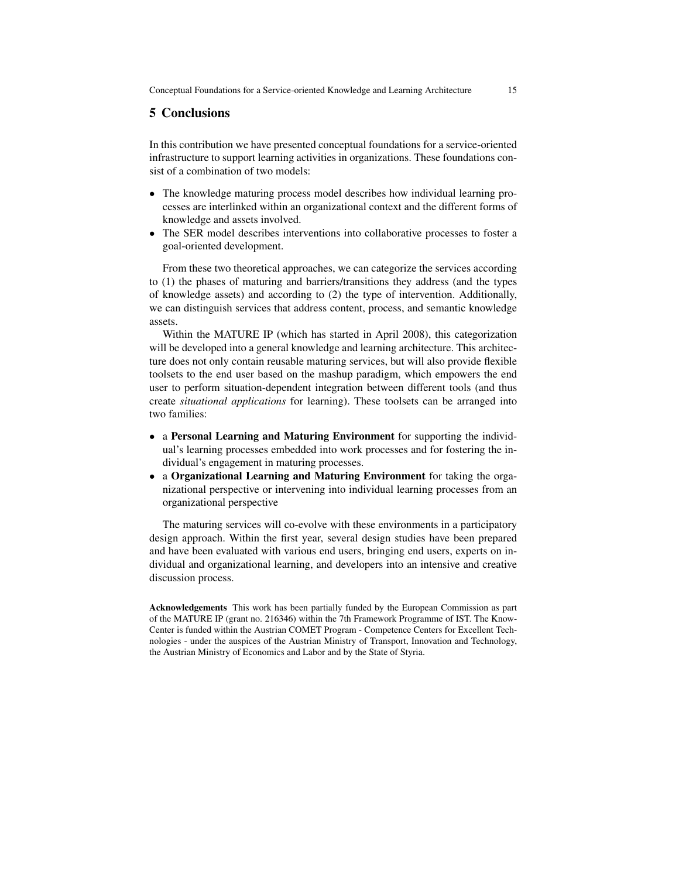## 5 Conclusions

In this contribution we have presented conceptual foundations for a service-oriented infrastructure to support learning activities in organizations. These foundations consist of a combination of two models:

- The knowledge maturing process model describes how individual learning processes are interlinked within an organizational context and the different forms of knowledge and assets involved.
- The SER model describes interventions into collaborative processes to foster a goal-oriented development.

From these two theoretical approaches, we can categorize the services according to (1) the phases of maturing and barriers/transitions they address (and the types of knowledge assets) and according to (2) the type of intervention. Additionally, we can distinguish services that address content, process, and semantic knowledge assets.

Within the MATURE IP (which has started in April 2008), this categorization will be developed into a general knowledge and learning architecture. This architecture does not only contain reusable maturing services, but will also provide flexible toolsets to the end user based on the mashup paradigm, which empowers the end user to perform situation-dependent integration between different tools (and thus create *situational applications* for learning). These toolsets can be arranged into two families:

- a **Personal Learning and Maturing Environment** for supporting the individual's learning processes embedded into work processes and for fostering the individual's engagement in maturing processes.
- a **Organizational Learning and Maturing Environment** for taking the organizational perspective or intervening into individual learning processes from an organizational perspective

The maturing services will co-evolve with these environments in a participatory design approach. Within the first year, several design studies have been prepared and have been evaluated with various end users, bringing end users, experts on individual and organizational learning, and developers into an intensive and creative discussion process.

**Acknowledgements** This work has been partially funded by the European Commission as part of the MATURE IP (grant no. 216346) within the 7th Framework Programme of IST. The Know-Center is funded within the Austrian COMET Program - Competence Centers for Excellent Technologies - under the auspices of the Austrian Ministry of Transport, Innovation and Technology, the Austrian Ministry of Economics and Labor and by the State of Styria.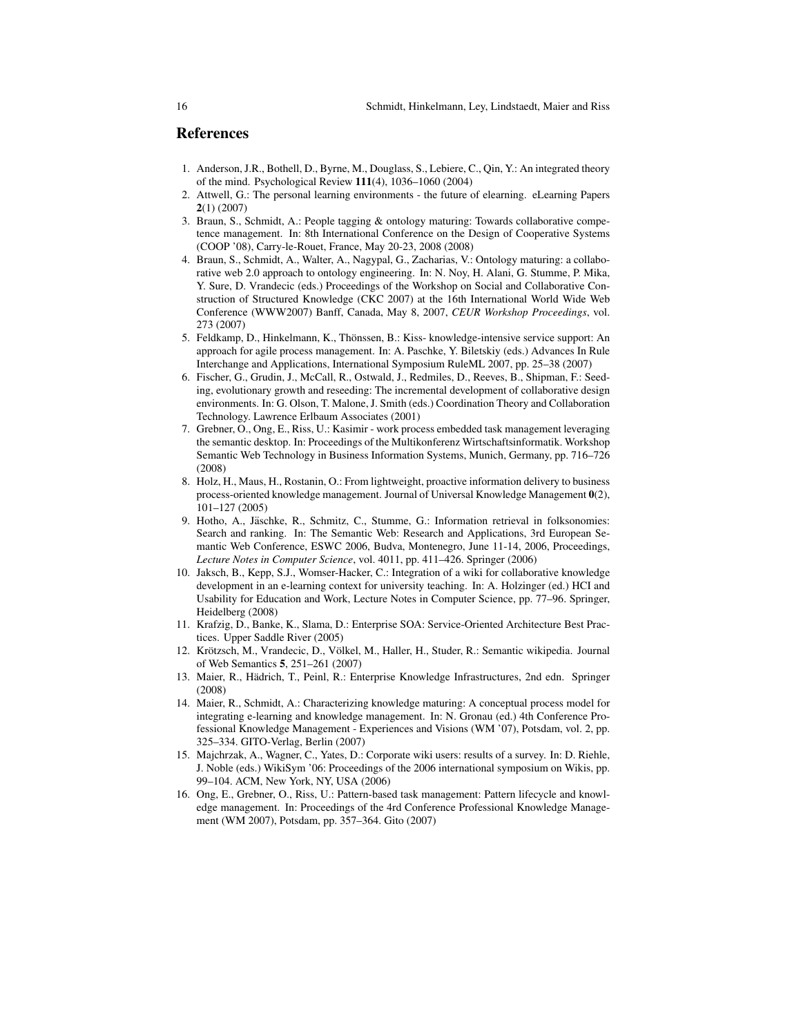## References

1. Anderson, J.R., Bothell, D., Byrne, M., Douglass, S., Lebiere, C., Qin, Y.: An integrated theory of the mind. Psychological Review **111**(4), 1036–1060 (2004)
2. Attwell, G.: The personal learning environments - the future of elearning. eLearning Papers **2**(1) (2007)
3. Braun, S., Schmidt, A.: People tagging & ontology maturing: Towards collaborative competence management. In: 8th International Conference on the Design of Cooperative Systems (COOP '08), Carry-le-Rouet, France, May 20-23, 2008 (2008)
4. Braun, S., Schmidt, A., Walter, A., Nagypal, G., Zacharias, V.: Ontology maturing: a collaborative web 2.0 approach to ontology engineering. In: N. Noy, H. Alani, G. Stumme, P. Mika, Y. Sure, D. Vrandecic (eds.) Proceedings of the Workshop on Social and Collaborative Construction of Structured Knowledge (CKC 2007) at the 16th International World Wide Web Conference (WWW2007) Banff, Canada, May 8, 2007, *CEUR Workshop Proceedings*, vol. 273 (2007)
5. Feldkamp, D., Hinkelmann, K., Thönssen, B.: Kiss- knowledge-intensive service support: An approach for agile process management. In: A. Paschke, Y. Biletskiy (eds.) Advances In Rule Interchange and Applications, International Symposium RuleML 2007, pp. 25–38 (2007)
6. Fischer, G., Grudin, J., McCall, R., Ostwald, J., Redmiles, D., Reeves, B., Shipman, F.: Seeding, evolutionary growth and reseeding: The incremental development of collaborative design environments. In: G. Olson, T. Malone, J. Smith (eds.) Coordination Theory and Collaboration Technology. Lawrence Erlbaum Associates (2001)
7. Grebner, O., Ong, E., Riss, U.: Kasimir - work process embedded task management leveraging the semantic desktop. In: Proceedings of the Multikonferenz Wirtschaftsinformatik. Workshop Semantic Web Technology in Business Information Systems, Munich, Germany, pp. 716–726 (2008)
8. Holz, H., Maus, H., Rostanin, O.: From lightweight, proactive information delivery to business process-oriented knowledge management. Journal of Universal Knowledge Management **0**(2), 101–127 (2005)
9. Hotho, A., Jäschke, R., Schmitz, C., Stumme, G.: Information retrieval in folksonomies: Search and ranking. In: The Semantic Web: Research and Applications, 3rd European Semantic Web Conference, ESWC 2006, Budva, Montenegro, June 11-14, 2006, Proceedings, *Lecture Notes in Computer Science*, vol. 4011, pp. 411–426. Springer (2006)
10. Jaksch, B., Kepp, S.J., Womser-Hacker, C.: Integration of a wiki for collaborative knowledge development in an e-learning context for university teaching. In: A. Holzinger (ed.) HCI and Usability for Education and Work, Lecture Notes in Computer Science, pp. 77–96. Springer, Heidelberg (2008)
11. Krafzig, D., Banke, K., Slama, D.: Enterprise SOA: Service-Oriented Architecture Best Practices. Upper Saddle River (2005)
12. Krötzsch, M., Vrandecic, D., Völkel, M., Haller, H., Studer, R.: Semantic wikipedia. Journal of Web Semantics **5**, 251–261 (2007)
13. Maier, R., Hädrich, T., Peinl, R.: Enterprise Knowledge Infrastructures, 2nd edn. Springer (2008)
14. Maier, R., Schmidt, A.: Characterizing knowledge maturing: A conceptual process model for integrating e-learning and knowledge management. In: N. Gronau (ed.) 4th Conference Professional Knowledge Management - Experiences and Visions (WM '07), Potsdam, vol. 2, pp. 325–334. GITO-Verlag, Berlin (2007)
15. Majchrzak, A., Wagner, C., Yates, D.: Corporate wiki users: results of a survey. In: D. Riehle, J. Noble (eds.) WikiSym '06: Proceedings of the 2006 international symposium on Wikis, pp. 99–104. ACM, New York, NY, USA (2006)
16. Ong, E., Grebner, O., Riss, U.: Pattern-based task management: Pattern lifecycle and knowledge management. In: Proceedings of the 4rd Conference Professional Knowledge Management (WM 2007), Potsdam, pp. 357–364. Gito (2007)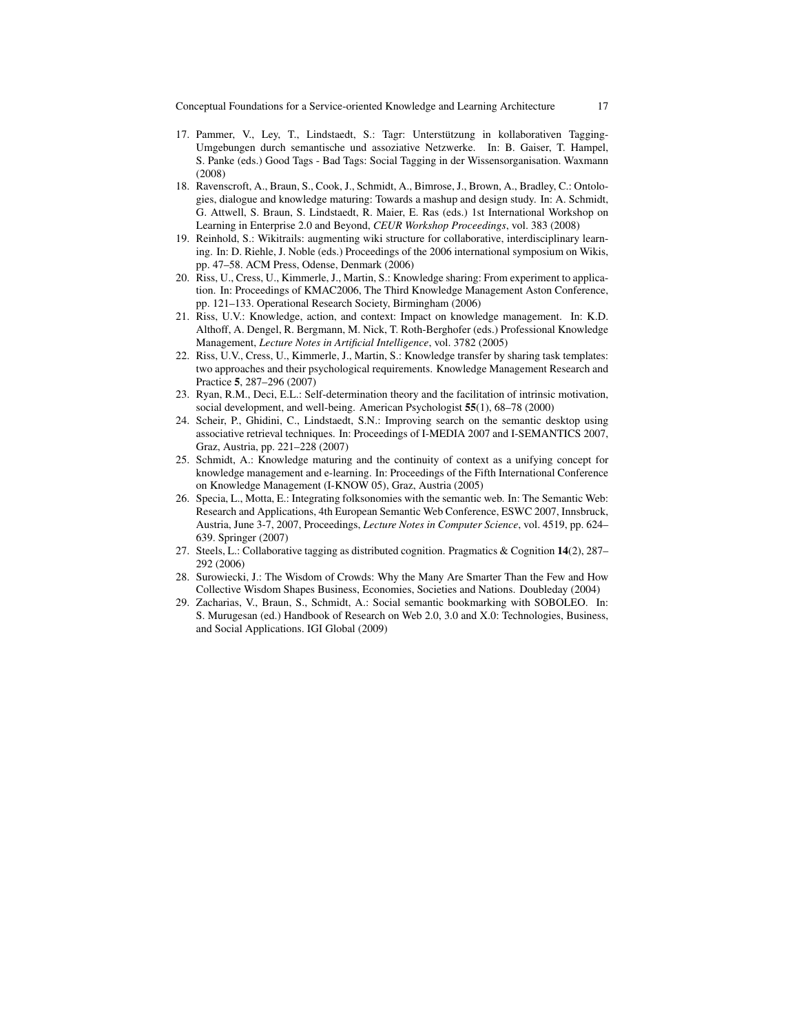17. Pammer, V., Ley, T., Lindstaedt, S.: Tagr: Unterstützung in kollaborativen Tagging-Umgebungen durch semantische und assoziative Netzwerke. In: B. Gaiser, T. Hampel, S. Panke (eds.) Good Tags - Bad Tags: Social Tagging in der Wissensorganisation. Waxmann (2008)
18. Ravenscroft, A., Braun, S., Cook, J., Schmidt, A., Bimrose, J., Brown, A., Bradley, C.: Ontologies, dialogue and knowledge maturing: Towards a mashup and design study. In: A. Schmidt, G. Attwell, S. Braun, S. Lindstaedt, R. Maier, E. Ras (eds.) 1st International Workshop on Learning in Enterprise 2.0 and Beyond, *CEUR Workshop Proceedings*, vol. 383 (2008)
19. Reinhold, S.: Wikitrails: augmenting wiki structure for collaborative, interdisciplinary learning. In: D. Riehle, J. Noble (eds.) Proceedings of the 2006 international symposium on Wikis, pp. 47–58. ACM Press, Odense, Denmark (2006)
20. Riss, U., Cress, U., Kimmerle, J., Martin, S.: Knowledge sharing: From experiment to application. In: Proceedings of KMAC2006, The Third Knowledge Management Aston Conference, pp. 121–133. Operational Research Society, Birmingham (2006)
21. Riss, U.V.: Knowledge, action, and context: Impact on knowledge management. In: K.D. Althoff, A. Dengel, R. Bergmann, M. Nick, T. Roth-Berghofer (eds.) Professional Knowledge Management, *Lecture Notes in Artificial Intelligence*, vol. 3782 (2005)
22. Riss, U.V., Cress, U., Kimmerle, J., Martin, S.: Knowledge transfer by sharing task templates: two approaches and their psychological requirements. Knowledge Management Research and Practice **5**, 287–296 (2007)
23. Ryan, R.M., Deci, E.L.: Self-determination theory and the facilitation of intrinsic motivation, social development, and well-being. American Psychologist **55**(1), 68–78 (2000)
24. Scheir, P., Ghidini, C., Lindstaedt, S.N.: Improving search on the semantic desktop using associative retrieval techniques. In: Proceedings of I-MEDIA 2007 and I-SEMANTICS 2007, Graz, Austria, pp. 221–228 (2007)
25. Schmidt, A.: Knowledge maturing and the continuity of context as a unifying concept for knowledge management and e-learning. In: Proceedings of the Fifth International Conference on Knowledge Management (I-KNOW 05), Graz, Austria (2005)
26. Specia, L., Motta, E.: Integrating folksonomies with the semantic web. In: The Semantic Web: Research and Applications, 4th European Semantic Web Conference, ESWC 2007, Innsbruck, Austria, June 3-7, 2007, Proceedings, *Lecture Notes in Computer Science*, vol. 4519, pp. 624–639. Springer (2007)
27. Steels, L.: Collaborative tagging as distributed cognition. Pragmatics & Cognition **14**(2), 287–292 (2006)
28. Surowiecki, J.: The Wisdom of Crowds: Why the Many Are Smarter Than the Few and How Collective Wisdom Shapes Business, Economies, Societies and Nations. Doubleday (2004)
29. Zacharias, V., Braun, S., Schmidt, A.: Social semantic bookmarking with SOBOLEO. In: S. Murugesan (ed.) Handbook of Research on Web 2.0, 3.0 and X.0: Technologies, Business, and Social Applications. IGI Global (2009)